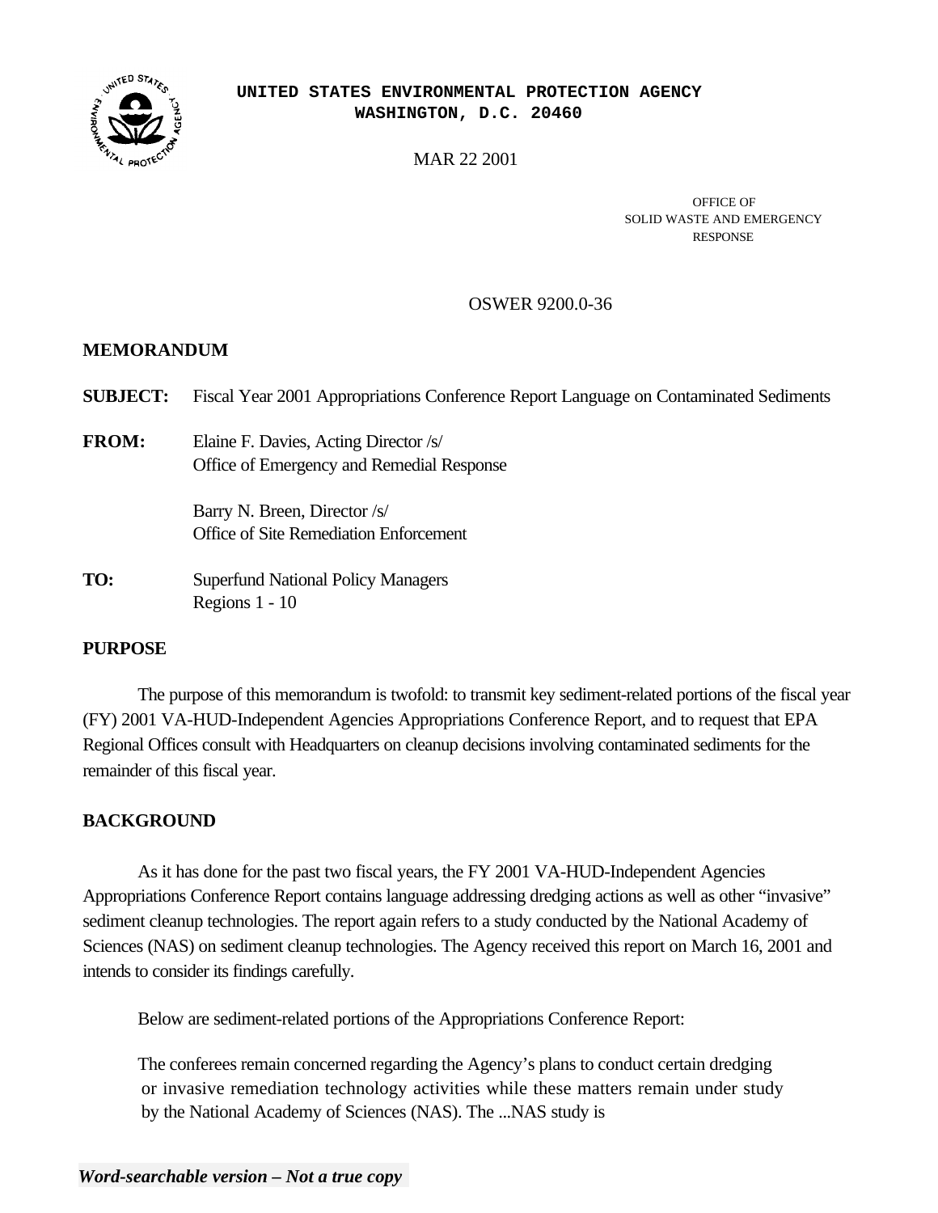**UNITED STATES ENVIRONMENTAL PROTECTION AGENCY**
**WASHINGTON, D.C. 20460**

MAR 22 2001

OFFICE OF
SOLID WASTE AND EMERGENCY
RESPONSE

OSWER 9200.0-36

## MEMORANDUM

**SUBJECT:** Fiscal Year 2001 Appropriations Conference Report Language on Contaminated Sediments

**FROM:** Elaine F. Davies, Acting Director /s/
Office of Emergency and Remedial Response

Barry N. Breen, Director /s/
Office of Site Remediation Enforcement

**TO:** Superfund National Policy Managers
Regions 1 - 10

## PURPOSE

The purpose of this memorandum is twofold: to transmit key sediment-related portions of the fiscal year (FY) 2001 VA-HUD-Independent Agencies Appropriations Conference Report, and to request that EPA Regional Offices consult with Headquarters on cleanup decisions involving contaminated sediments for the remainder of this fiscal year.

## BACKGROUND

As it has done for the past two fiscal years, the FY 2001 VA-HUD-Independent Agencies Appropriations Conference Report contains language addressing dredging actions as well as other "invasive" sediment cleanup technologies. The report again refers to a study conducted by the National Academy of Sciences (NAS) on sediment cleanup technologies. The Agency received this report on March 16, 2001 and intends to consider its findings carefully.

Below are sediment-related portions of the Appropriations Conference Report:

> The conferees remain concerned regarding the Agency's plans to conduct certain dredging or invasive remediation technology activities while these matters remain under study by the National Academy of Sciences (NAS). The ...NAS study is

***Word-searchable version – Not a true copy***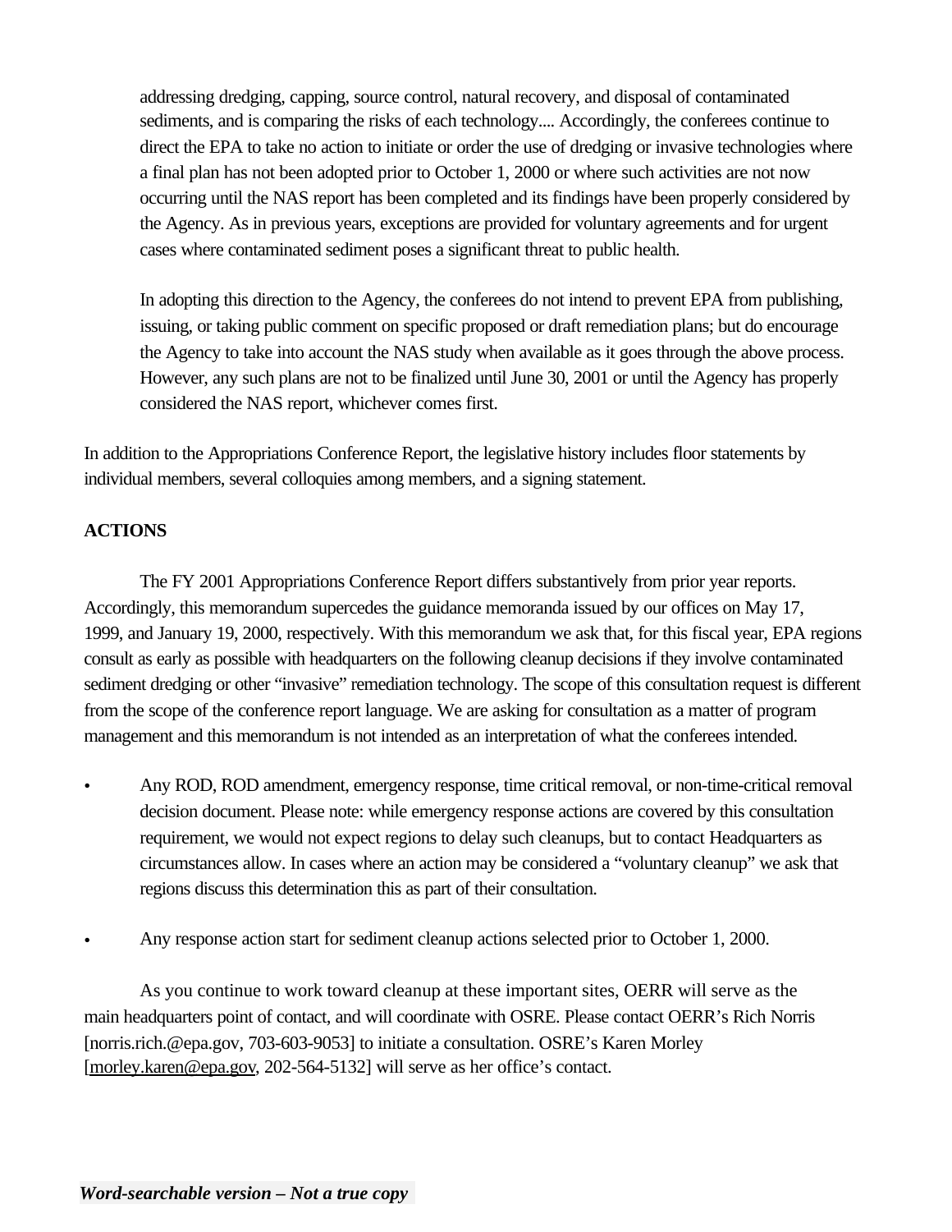> addressing dredging, capping, source control, natural recovery, and disposal of contaminated sediments, and is comparing the risks of each technology.... Accordingly, the conferees continue to direct the EPA to take no action to initiate or order the use of dredging or invasive technologies where a final plan has not been adopted prior to October 1, 2000 or where such activities are not now occurring until the NAS report has been completed and its findings have been properly considered by the Agency. As in previous years, exceptions are provided for voluntary agreements and for urgent cases where contaminated sediment poses a significant threat to public health.
>
> In adopting this direction to the Agency, the conferees do not intend to prevent EPA from publishing, issuing, or taking public comment on specific proposed or draft remediation plans; but do encourage the Agency to take into account the NAS study when available as it goes through the above process. However, any such plans are not to be finalized until June 30, 2001 or until the Agency has properly considered the NAS report, whichever comes first.

In addition to the Appropriations Conference Report, the legislative history includes floor statements by individual members, several colloquies among members, and a signing statement.

**ACTIONS**

The FY 2001 Appropriations Conference Report differs substantively from prior year reports. Accordingly, this memorandum supercedes the guidance memoranda issued by our offices on May 17, 1999, and January 19, 2000, respectively. With this memorandum we ask that, for this fiscal year, EPA regions consult as early as possible with headquarters on the following cleanup decisions if they involve contaminated sediment dredging or other "invasive" remediation technology. The scope of this consultation request is different from the scope of the conference report language. We are asking for consultation as a matter of program management and this memorandum is not intended as an interpretation of what the conferees intended.

- Any ROD, ROD amendment, emergency response, time critical removal, or non-time-critical removal decision document. Please note: while emergency response actions are covered by this consultation requirement, we would not expect regions to delay such cleanups, but to contact Headquarters as circumstances allow. In cases where an action may be considered a "voluntary cleanup" we ask that regions discuss this determination this as part of their consultation.

- Any response action start for sediment cleanup actions selected prior to October 1, 2000.

As you continue to work toward cleanup at these important sites, OERR will serve as the main headquarters point of contact, and will coordinate with OSRE. Please contact OERR's Rich Norris [norris.rich.@epa.gov, 703-603-9053] to initiate a consultation. OSRE's Karen Morley [morley.karen@epa.gov, 202-564-5132] will serve as her office's contact.

***Word-searchable version – Not a true copy***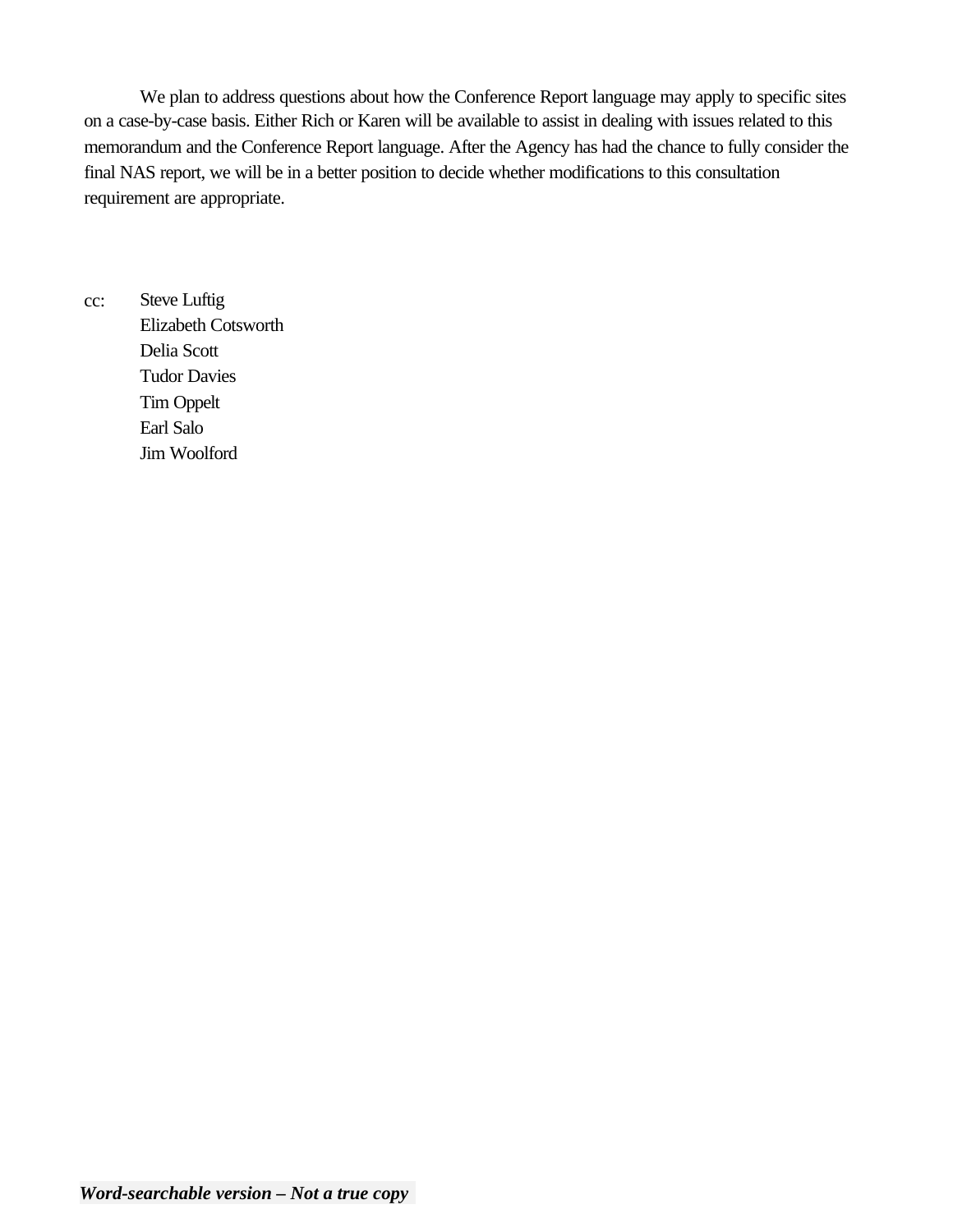We plan to address questions about how the Conference Report language may apply to specific sites on a case-by-case basis. Either Rich or Karen will be available to assist in dealing with issues related to this memorandum and the Conference Report language. After the Agency has had the chance to fully consider the final NAS report, we will be in a better position to decide whether modifications to this consultation requirement are appropriate.

cc: Steve Luftig
Elizabeth Cotsworth
Delia Scott
Tudor Davies
Tim Oppelt
Earl Salo
Jim Woolford

***Word-searchable version – Not a true copy***